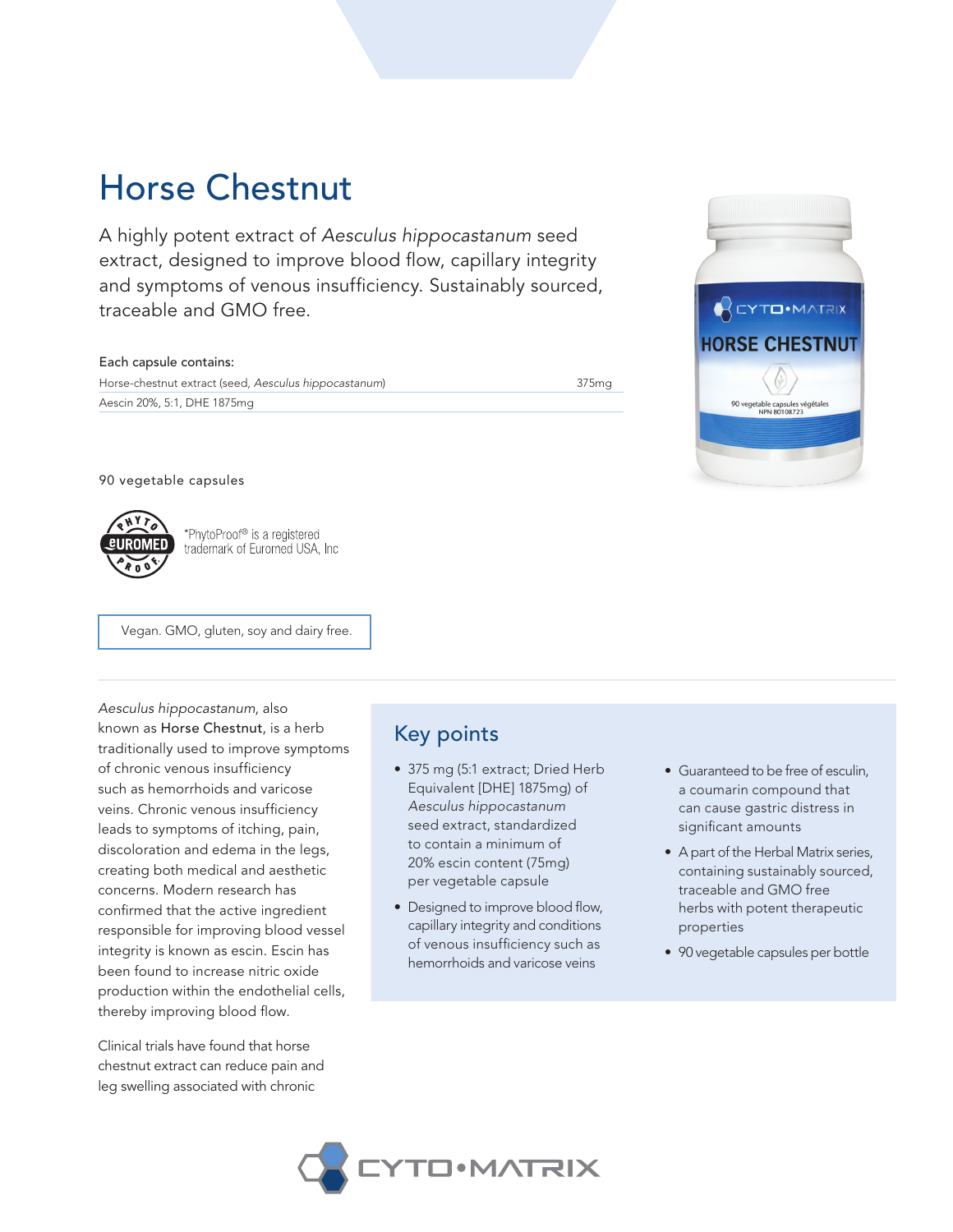# Horse Chestnut

A highly potent extract of *Aesculus hippocastanum* seed extract, designed to improve blood flow, capillary integrity and symptoms of venous insufficiency. Sustainably sourced, traceable and GMO free.

**Each capsule contains:**

| | |
|---|---|
| Horse-chestnut extract (seed, *Aesculus hippocastanum*) | 375mg |
| Aescin 20%, 5:1, DHE 1875mg | |

90 vegetable capsules

*PhytoProof® is a registered trademark of Euromed USA, Inc

Vegan. GMO, gluten, soy and dairy free.

*Aesculus hippocastanum*, also known as Horse Chestnut, is a herb traditionally used to improve symptoms of chronic venous insufficiency such as hemorrhoids and varicose veins. Chronic venous insufficiency leads to symptoms of itching, pain, discoloration and edema in the legs, creating both medical and aesthetic concerns. Modern research has confirmed that the active ingredient responsible for improving blood vessel integrity is known as escin. Escin has been found to increase nitric oxide production within the endothelial cells, thereby improving blood flow.

Clinical trials have found that horse chestnut extract can reduce pain and leg swelling associated with chronic

## Key points

- 375 mg (5:1 extract; Dried Herb Equivalent [DHE] 1875mg) of *Aesculus hippocastanum* seed extract, standardized to contain a minimum of 20% escin content (75mg) per vegetable capsule
- Designed to improve blood flow, capillary integrity and conditions of venous insufficiency such as hemorrhoids and varicose veins
- Guaranteed to be free of esculin, a coumarin compound that can cause gastric distress in significant amounts
- A part of the Herbal Matrix series, containing sustainably sourced, traceable and GMO free herbs with potent therapeutic properties
- 90 vegetable capsules per bottle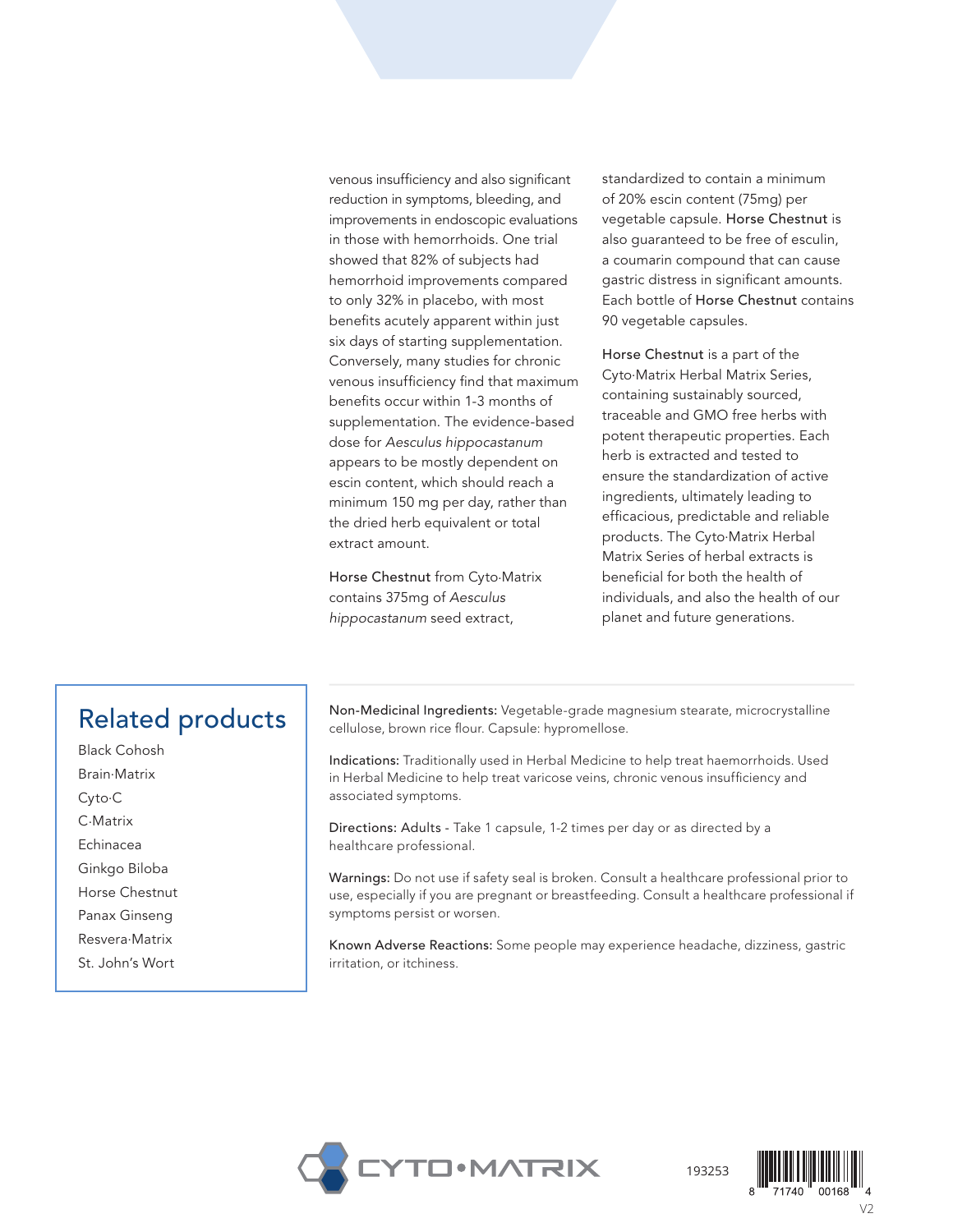venous insufficiency and also significant reduction in symptoms, bleeding, and improvements in endoscopic evaluations in those with hemorrhoids. One trial showed that 82% of subjects had hemorrhoid improvements compared to only 32% in placebo, with most benefits acutely apparent within just six days of starting supplementation. Conversely, many studies for chronic venous insufficiency find that maximum benefits occur within 1-3 months of supplementation. The evidence-based dose for *Aesculus hippocastanum* appears to be mostly dependent on escin content, which should reach a minimum 150 mg per day, rather than the dried herb equivalent or total extract amount.

Horse Chestnut from Cyto·Matrix contains 375mg of *Aesculus hippocastanum* seed extract, standardized to contain a minimum of 20% escin content (75mg) per vegetable capsule. Horse Chestnut is also guaranteed to be free of esculin, a coumarin compound that can cause gastric distress in significant amounts. Each bottle of Horse Chestnut contains 90 vegetable capsules.

Horse Chestnut is a part of the Cyto·Matrix Herbal Matrix Series, containing sustainably sourced, traceable and GMO free herbs with potent therapeutic properties. Each herb is extracted and tested to ensure the standardization of active ingredients, ultimately leading to efficacious, predictable and reliable products. The Cyto·Matrix Herbal Matrix Series of herbal extracts is beneficial for both the health of individuals, and also the health of our planet and future generations.

## Related products

- Black Cohosh
- Brain·Matrix
- Cyto·C
- C·Matrix
- Echinacea
- Ginkgo Biloba
- Horse Chestnut
- Panax Ginseng
- Resvera·Matrix
- St. John's Wort

**Non-Medicinal Ingredients:** Vegetable-grade magnesium stearate, microcrystalline cellulose, brown rice flour. Capsule: hypromellose.

**Indications:** Traditionally used in Herbal Medicine to help treat haemorrhoids. Used in Herbal Medicine to help treat varicose veins, chronic venous insufficiency and associated symptoms.

**Directions:** Adults - Take 1 capsule, 1-2 times per day or as directed by a healthcare professional.

**Warnings:** Do not use if safety seal is broken. Consult a healthcare professional prior to use, especially if you are pregnant or breastfeeding. Consult a healthcare professional if symptoms persist or worsen.

**Known Adverse Reactions:** Some people may experience headache, dizziness, gastric irritation, or itchiness.

CYTO•MATRIX

193253

8 71740 00168 4

V2